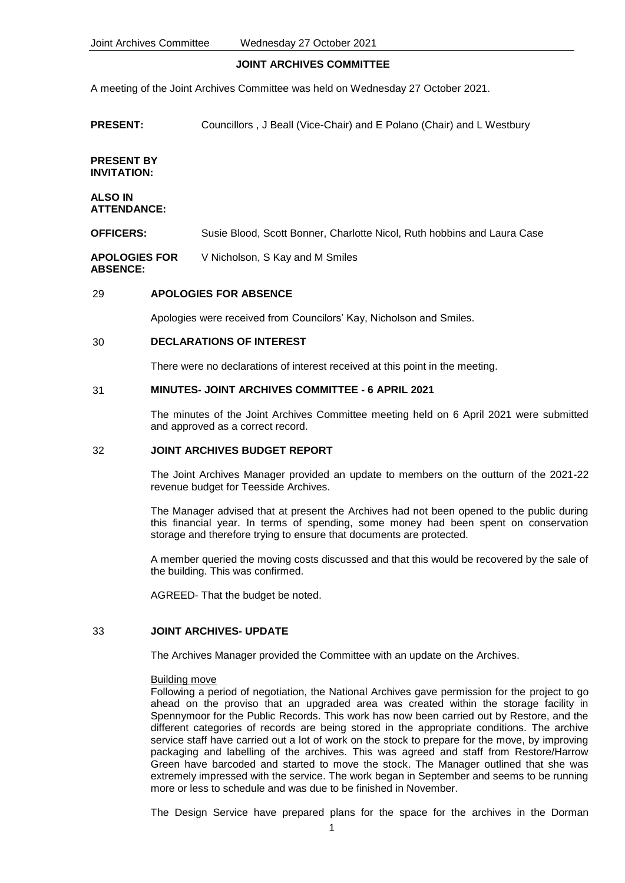# JOINT ARCHIVES COMMITTEE

A meeting of the Joint Archives Committee was held on Wednesday 27 October 2021.

| | |
|---|---|
| **PRESENT:** | Councillors , J Beall (Vice-Chair) and E Polano (Chair) and L Westbury |
| **PRESENT BY INVITATION:** | |
| **ALSO IN ATTENDANCE:** | |
| **OFFICERS:** | Susie Blood, Scott Bonner, Charlotte Nicol, Ruth hobbins and Laura Case |
| **APOLOGIES FOR ABSENCE:** | V Nicholson, S Kay and M Smiles |

## 29 APOLOGIES FOR ABSENCE

Apologies were received from Councilors' Kay, Nicholson and Smiles.

## 30 DECLARATIONS OF INTEREST

There were no declarations of interest received at this point in the meeting.

## 31 MINUTES- JOINT ARCHIVES COMMITTEE - 6 APRIL 2021

The minutes of the Joint Archives Committee meeting held on 6 April 2021 were submitted and approved as a correct record.

## 32 JOINT ARCHIVES BUDGET REPORT

The Joint Archives Manager provided an update to members on the outturn of the 2021-22 revenue budget for Teesside Archives.

The Manager advised that at present the Archives had not been opened to the public during this financial year. In terms of spending, some money had been spent on conservation storage and therefore trying to ensure that documents are protected.

A member queried the moving costs discussed and that this would be recovered by the sale of the building. This was confirmed.

AGREED- That the budget be noted.

## 33 JOINT ARCHIVES- UPDATE

The Archives Manager provided the Committee with an update on the Archives.

Building move

Following a period of negotiation, the National Archives gave permission for the project to go ahead on the proviso that an upgraded area was created within the storage facility in Spennymoor for the Public Records. This work has now been carried out by Restore, and the different categories of records are being stored in the appropriate conditions. The archive service staff have carried out a lot of work on the stock to prepare for the move, by improving packaging and labelling of the archives. This was agreed and staff from Restore/Harrow Green have barcoded and started to move the stock. The Manager outlined that she was extremely impressed with the service. The work began in September and seems to be running more or less to schedule and was due to be finished in November.

The Design Service have prepared plans for the space for the archives in the Dorman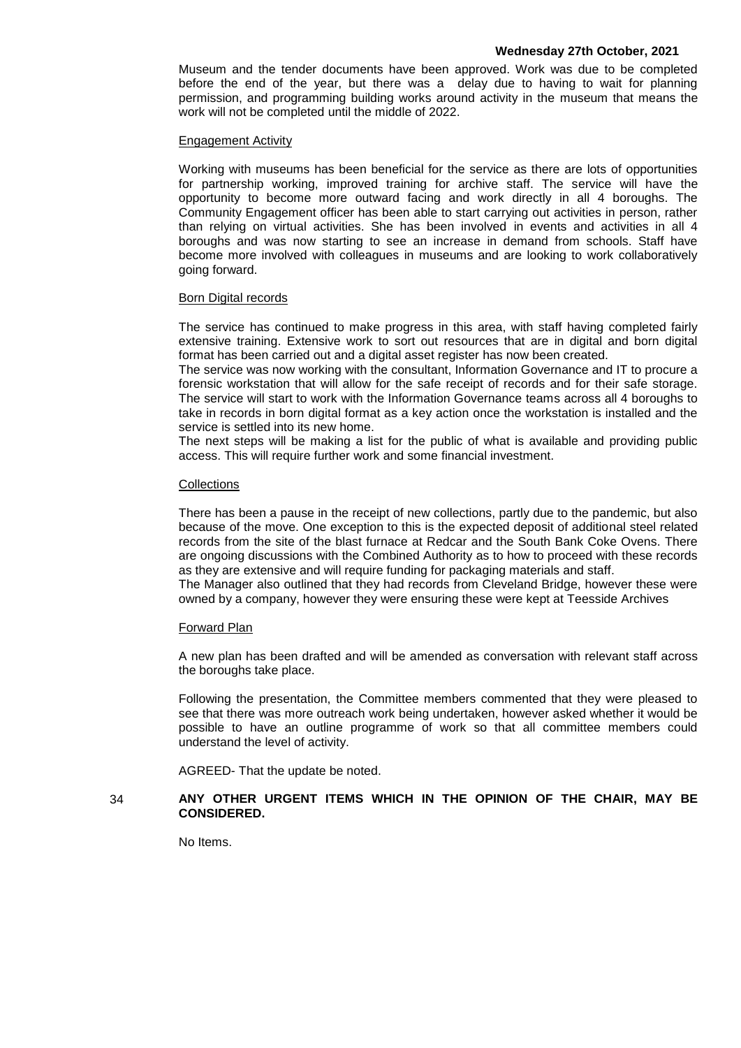Museum and the tender documents have been approved. Work was due to be completed before the end of the year, but there was a delay due to having to wait for planning permission, and programming building works around activity in the museum that means the work will not be completed until the middle of 2022.

Engagement Activity

Working with museums has been beneficial for the service as there are lots of opportunities for partnership working, improved training for archive staff. The service will have the opportunity to become more outward facing and work directly in all 4 boroughs. The Community Engagement officer has been able to start carrying out activities in person, rather than relying on virtual activities. She has been involved in events and activities in all 4 boroughs and was now starting to see an increase in demand from schools. Staff have become more involved with colleagues in museums and are looking to work collaboratively going forward.

Born Digital records

The service has continued to make progress in this area, with staff having completed fairly extensive training. Extensive work to sort out resources that are in digital and born digital format has been carried out and a digital asset register has now been created.
The service was now working with the consultant, Information Governance and IT to procure a forensic workstation that will allow for the safe receipt of records and for their safe storage. The service will start to work with the Information Governance teams across all 4 boroughs to take in records in born digital format as a key action once the workstation is installed and the service is settled into its new home.
The next steps will be making a list for the public of what is available and providing public access. This will require further work and some financial investment.

Collections

There has been a pause in the receipt of new collections, partly due to the pandemic, but also because of the move. One exception to this is the expected deposit of additional steel related records from the site of the blast furnace at Redcar and the South Bank Coke Ovens. There are ongoing discussions with the Combined Authority as to how to proceed with these records as they are extensive and will require funding for packaging materials and staff.
The Manager also outlined that they had records from Cleveland Bridge, however these were owned by a company, however they were ensuring these were kept at Teesside Archives

Forward Plan

A new plan has been drafted and will be amended as conversation with relevant staff across the boroughs take place.

Following the presentation, the Committee members commented that they were pleased to see that there was more outreach work being undertaken, however asked whether it would be possible to have an outline programme of work so that all committee members could understand the level of activity.

AGREED- That the update be noted.

34 **ANY OTHER URGENT ITEMS WHICH IN THE OPINION OF THE CHAIR, MAY BE CONSIDERED.**

No Items.